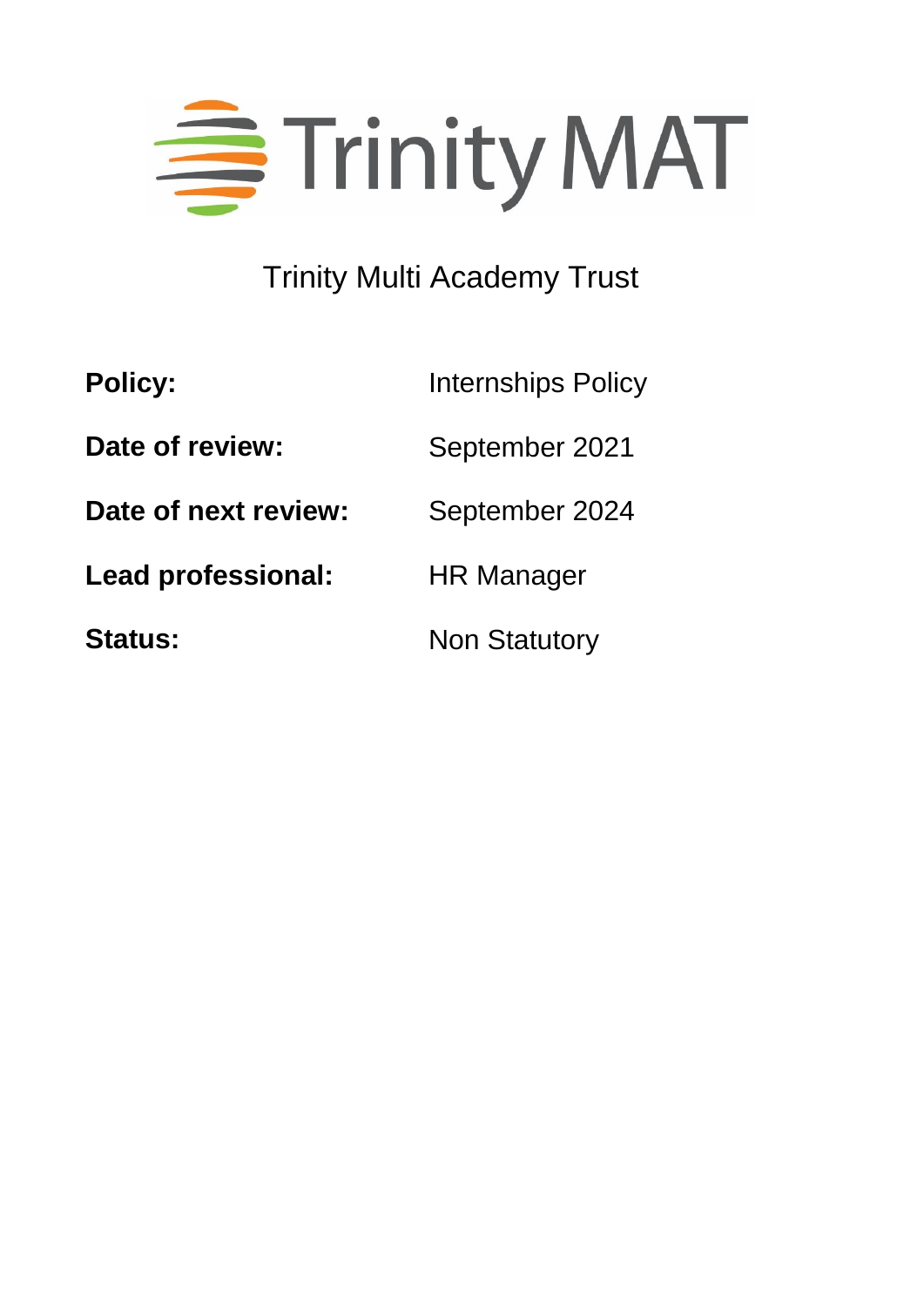Trinity MAT

Trinity Multi Academy Trust

| | |
|---|---|
| **Policy:** | Internships Policy |
| **Date of review:** | September 2021 |
| **Date of next review:** | September 2024 |
| **Lead professional:** | HR Manager |
| **Status:** | Non Statutory |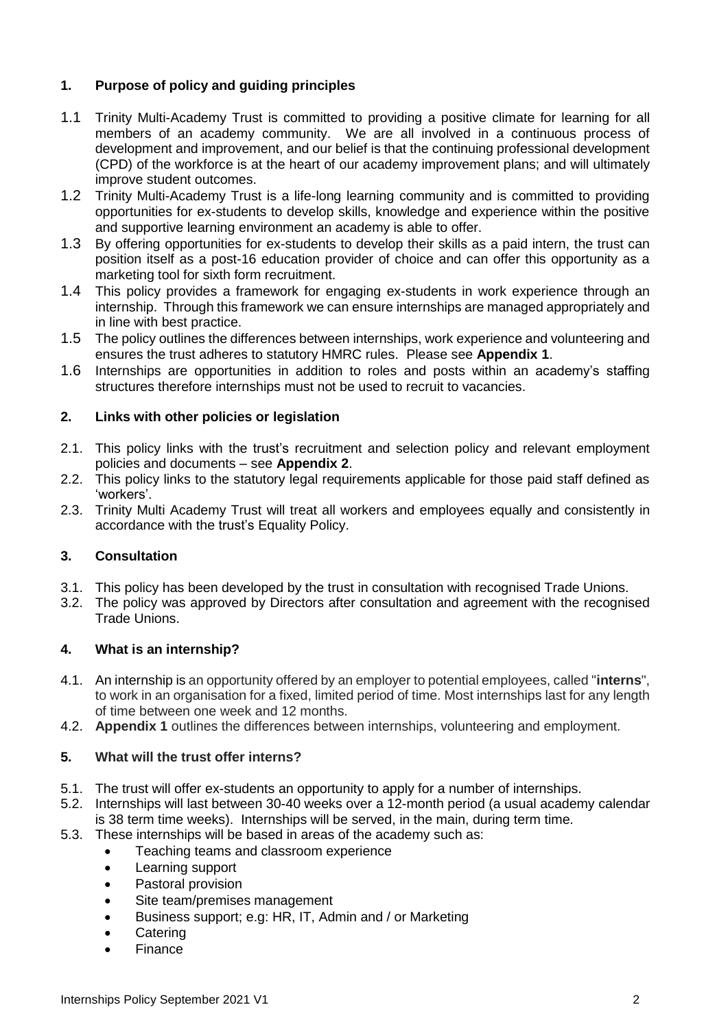## 1. Purpose of policy and guiding principles

1.1 Trinity Multi-Academy Trust is committed to providing a positive climate for learning for all members of an academy community. We are all involved in a continuous process of development and improvement, and our belief is that the continuing professional development (CPD) of the workforce is at the heart of our academy improvement plans; and will ultimately improve student outcomes.

1.2 Trinity Multi-Academy Trust is a life-long learning community and is committed to providing opportunities for ex-students to develop skills, knowledge and experience within the positive and supportive learning environment an academy is able to offer.

1.3 By offering opportunities for ex-students to develop their skills as a paid intern, the trust can position itself as a post-16 education provider of choice and can offer this opportunity as a marketing tool for sixth form recruitment.

1.4 This policy provides a framework for engaging ex-students in work experience through an internship. Through this framework we can ensure internships are managed appropriately and in line with best practice.

1.5 The policy outlines the differences between internships, work experience and volunteering and ensures the trust adheres to statutory HMRC rules. Please see **Appendix 1**.

1.6 Internships are opportunities in addition to roles and posts within an academy's staffing structures therefore internships must not be used to recruit to vacancies.

## 2. Links with other policies or legislation

2.1. This policy links with the trust's recruitment and selection policy and relevant employment policies and documents – see **Appendix 2**.

2.2. This policy links to the statutory legal requirements applicable for those paid staff defined as 'workers'.

2.3. Trinity Multi Academy Trust will treat all workers and employees equally and consistently in accordance with the trust's Equality Policy.

## 3. Consultation

3.1. This policy has been developed by the trust in consultation with recognised Trade Unions.

3.2. The policy was approved by Directors after consultation and agreement with the recognised Trade Unions.

## 4. What is an internship?

4.1. An internship is an opportunity offered by an employer to potential employees, called "**interns**", to work in an organisation for a fixed, limited period of time. Most internships last for any length of time between one week and 12 months.

4.2. **Appendix 1** outlines the differences between internships, volunteering and employment.

## 5. What will the trust offer interns?

5.1. The trust will offer ex-students an opportunity to apply for a number of internships.

5.2. Internships will last between 30-40 weeks over a 12-month period (a usual academy calendar is 38 term time weeks). Internships will be served, in the main, during term time.

5.3. These internships will be based in areas of the academy such as:

- Teaching teams and classroom experience
- Learning support
- Pastoral provision
- Site team/premises management
- Business support; e.g: HR, IT, Admin and / or Marketing
- Catering
- Finance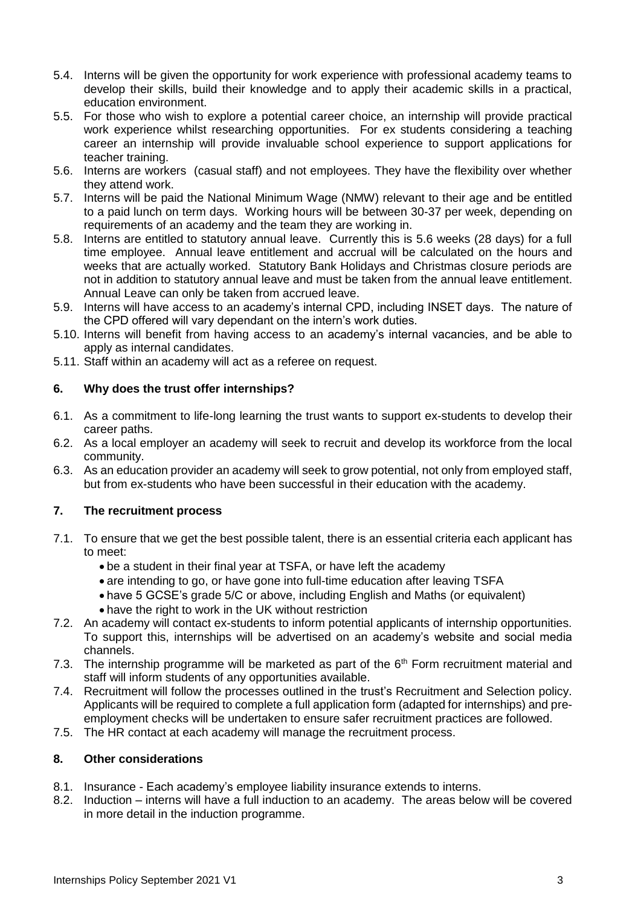- 5.4. Interns will be given the opportunity for work experience with professional academy teams to develop their skills, build their knowledge and to apply their academic skills in a practical, education environment.
- 5.5. For those who wish to explore a potential career choice, an internship will provide practical work experience whilst researching opportunities. For ex students considering a teaching career an internship will provide invaluable school experience to support applications for teacher training.
- 5.6. Interns are workers (casual staff) and not employees. They have the flexibility over whether they attend work.
- 5.7. Interns will be paid the National Minimum Wage (NMW) relevant to their age and be entitled to a paid lunch on term days. Working hours will be between 30-37 per week, depending on requirements of an academy and the team they are working in.
- 5.8. Interns are entitled to statutory annual leave. Currently this is 5.6 weeks (28 days) for a full time employee. Annual leave entitlement and accrual will be calculated on the hours and weeks that are actually worked. Statutory Bank Holidays and Christmas closure periods are not in addition to statutory annual leave and must be taken from the annual leave entitlement. Annual Leave can only be taken from accrued leave.
- 5.9. Interns will have access to an academy's internal CPD, including INSET days. The nature of the CPD offered will vary dependant on the intern's work duties.
- 5.10. Interns will benefit from having access to an academy's internal vacancies, and be able to apply as internal candidates.
- 5.11. Staff within an academy will act as a referee on request.

## 6. Why does the trust offer internships?

- 6.1. As a commitment to life-long learning the trust wants to support ex-students to develop their career paths.
- 6.2. As a local employer an academy will seek to recruit and develop its workforce from the local community.
- 6.3. As an education provider an academy will seek to grow potential, not only from employed staff, but from ex-students who have been successful in their education with the academy.

## 7. The recruitment process

- 7.1. To ensure that we get the best possible talent, there is an essential criteria each applicant has to meet:
  - be a student in their final year at TSFA, or have left the academy
  - are intending to go, or have gone into full-time education after leaving TSFA
  - have 5 GCSE's grade 5/C or above, including English and Maths (or equivalent)
  - have the right to work in the UK without restriction
- 7.2. An academy will contact ex-students to inform potential applicants of internship opportunities. To support this, internships will be advertised on an academy's website and social media channels.
- 7.3. The internship programme will be marketed as part of the 6th Form recruitment material and staff will inform students of any opportunities available.
- 7.4. Recruitment will follow the processes outlined in the trust's Recruitment and Selection policy. Applicants will be required to complete a full application form (adapted for internships) and pre-employment checks will be undertaken to ensure safer recruitment practices are followed.
- 7.5. The HR contact at each academy will manage the recruitment process.

## 8. Other considerations

- 8.1. Insurance - Each academy's employee liability insurance extends to interns.
- 8.2. Induction – interns will have a full induction to an academy. The areas below will be covered in more detail in the induction programme.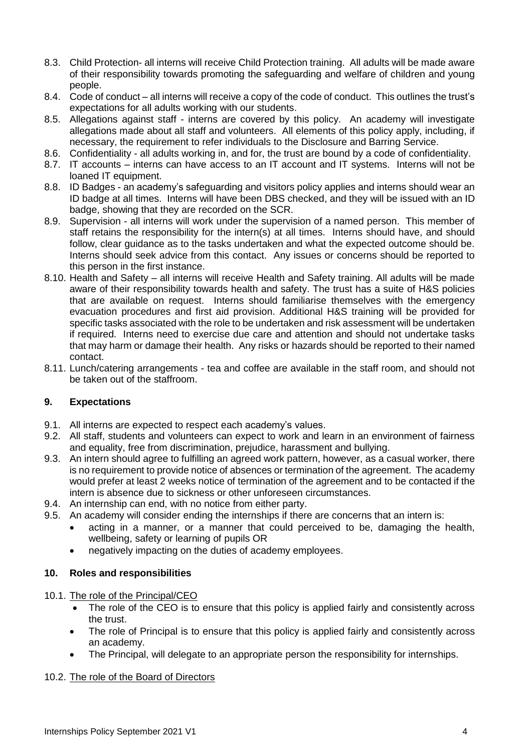8.3. Child Protection- all interns will receive Child Protection training. All adults will be made aware of their responsibility towards promoting the safeguarding and welfare of children and young people.

8.4. Code of conduct – all interns will receive a copy of the code of conduct. This outlines the trust's expectations for all adults working with our students.

8.5. Allegations against staff - interns are covered by this policy. An academy will investigate allegations made about all staff and volunteers. All elements of this policy apply, including, if necessary, the requirement to refer individuals to the Disclosure and Barring Service.

8.6. Confidentiality - all adults working in, and for, the trust are bound by a code of confidentiality.

8.7. IT accounts – interns can have access to an IT account and IT systems. Interns will not be loaned IT equipment.

8.8. ID Badges - an academy's safeguarding and visitors policy applies and interns should wear an ID badge at all times. Interns will have been DBS checked, and they will be issued with an ID badge, showing that they are recorded on the SCR.

8.9. Supervision - all interns will work under the supervision of a named person. This member of staff retains the responsibility for the intern(s) at all times. Interns should have, and should follow, clear guidance as to the tasks undertaken and what the expected outcome should be. Interns should seek advice from this contact. Any issues or concerns should be reported to this person in the first instance.

8.10. Health and Safety – all interns will receive Health and Safety training. All adults will be made aware of their responsibility towards health and safety. The trust has a suite of H&S policies that are available on request. Interns should familiarise themselves with the emergency evacuation procedures and first aid provision. Additional H&S training will be provided for specific tasks associated with the role to be undertaken and risk assessment will be undertaken if required. Interns need to exercise due care and attention and should not undertake tasks that may harm or damage their health. Any risks or hazards should be reported to their named contact.

8.11. Lunch/catering arrangements - tea and coffee are available in the staff room, and should not be taken out of the staffroom.

## 9. Expectations

9.1. All interns are expected to respect each academy's values.

9.2. All staff, students and volunteers can expect to work and learn in an environment of fairness and equality, free from discrimination, prejudice, harassment and bullying.

9.3. An intern should agree to fulfilling an agreed work pattern, however, as a casual worker, there is no requirement to provide notice of absences or termination of the agreement. The academy would prefer at least 2 weeks notice of termination of the agreement and to be contacted if the intern is absence due to sickness or other unforeseen circumstances.

9.4. An internship can end, with no notice from either party.

9.5. An academy will consider ending the internships if there are concerns that an intern is:

- acting in a manner, or a manner that could perceived to be, damaging the health, wellbeing, safety or learning of pupils OR
- negatively impacting on the duties of academy employees.

## 10. Roles and responsibilities

10.1. The role of the Principal/CEO

- The role of the CEO is to ensure that this policy is applied fairly and consistently across the trust.
- The role of Principal is to ensure that this policy is applied fairly and consistently across an academy.
- The Principal, will delegate to an appropriate person the responsibility for internships.

10.2. The role of the Board of Directors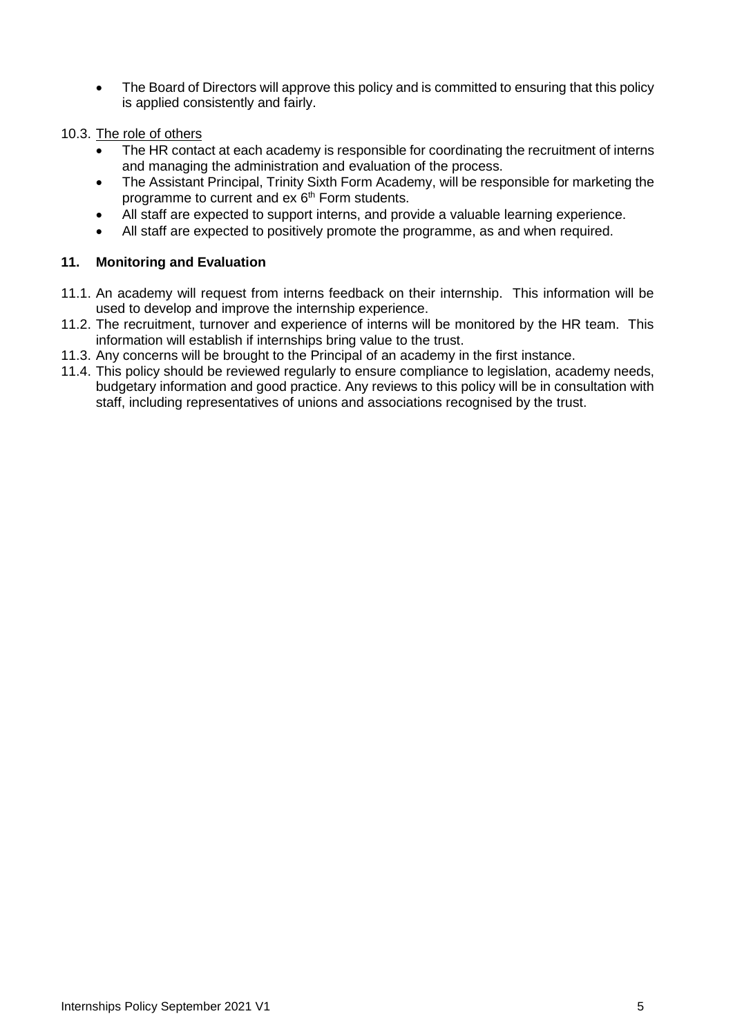- The Board of Directors will approve this policy and is committed to ensuring that this policy is applied consistently and fairly.

10.3. The role of others

- The HR contact at each academy is responsible for coordinating the recruitment of interns and managing the administration and evaluation of the process.
- The Assistant Principal, Trinity Sixth Form Academy, will be responsible for marketing the programme to current and ex 6th Form students.
- All staff are expected to support interns, and provide a valuable learning experience.
- All staff are expected to positively promote the programme, as and when required.

## 11. Monitoring and Evaluation

11.1. An academy will request from interns feedback on their internship. This information will be used to develop and improve the internship experience.

11.2. The recruitment, turnover and experience of interns will be monitored by the HR team. This information will establish if internships bring value to the trust.

11.3. Any concerns will be brought to the Principal of an academy in the first instance.

11.4. This policy should be reviewed regularly to ensure compliance to legislation, academy needs, budgetary information and good practice. Any reviews to this policy will be in consultation with staff, including representatives of unions and associations recognised by the trust.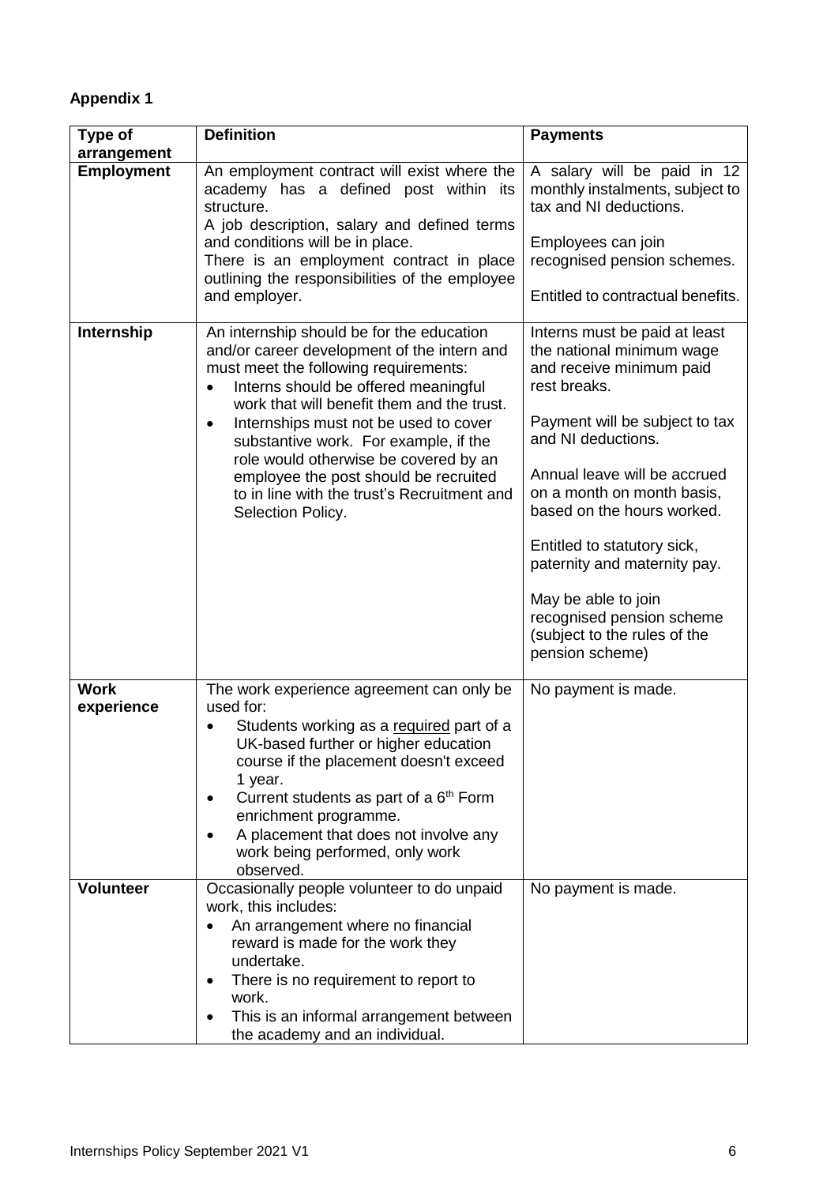**Appendix 1**

| Type of arrangement | Definition | Payments |
|---|---|---|
| **Employment** | An employment contract will exist where the academy has a defined post within its structure.<br>A job description, salary and defined terms and conditions will be in place.<br>There is an employment contract in place outlining the responsibilities of the employee and employer. | A salary will be paid in 12 monthly instalments, subject to tax and NI deductions.<br><br>Employees can join recognised pension schemes.<br><br>Entitled to contractual benefits. |
| **Internship** | An internship should be for the education and/or career development of the intern and must meet the following requirements:<br>• Interns should be offered meaningful work that will benefit them and the trust.<br>• Internships must not be used to cover substantive work. For example, if the role would otherwise be covered by an employee the post should be recruited to in line with the trust's Recruitment and Selection Policy. | Interns must be paid at least the national minimum wage and receive minimum paid rest breaks.<br><br>Payment will be subject to tax and NI deductions.<br><br>Annual leave will be accrued on a month on month basis, based on the hours worked.<br><br>Entitled to statutory sick, paternity and maternity pay.<br><br>May be able to join recognised pension scheme (subject to the rules of the pension scheme) |
| **Work experience** | The work experience agreement can only be used for:<br>• Students working as a <u>required</u> part of a UK-based further or higher education course if the placement doesn't exceed 1 year.<br>• Current students as part of a 6th Form enrichment programme.<br>• A placement that does not involve any work being performed, only work observed. | No payment is made. |
| **Volunteer** | Occasionally people volunteer to do unpaid work, this includes:<br>• An arrangement where no financial reward is made for the work they undertake.<br>• There is no requirement to report to work.<br>• This is an informal arrangement between the academy and an individual. | No payment is made. |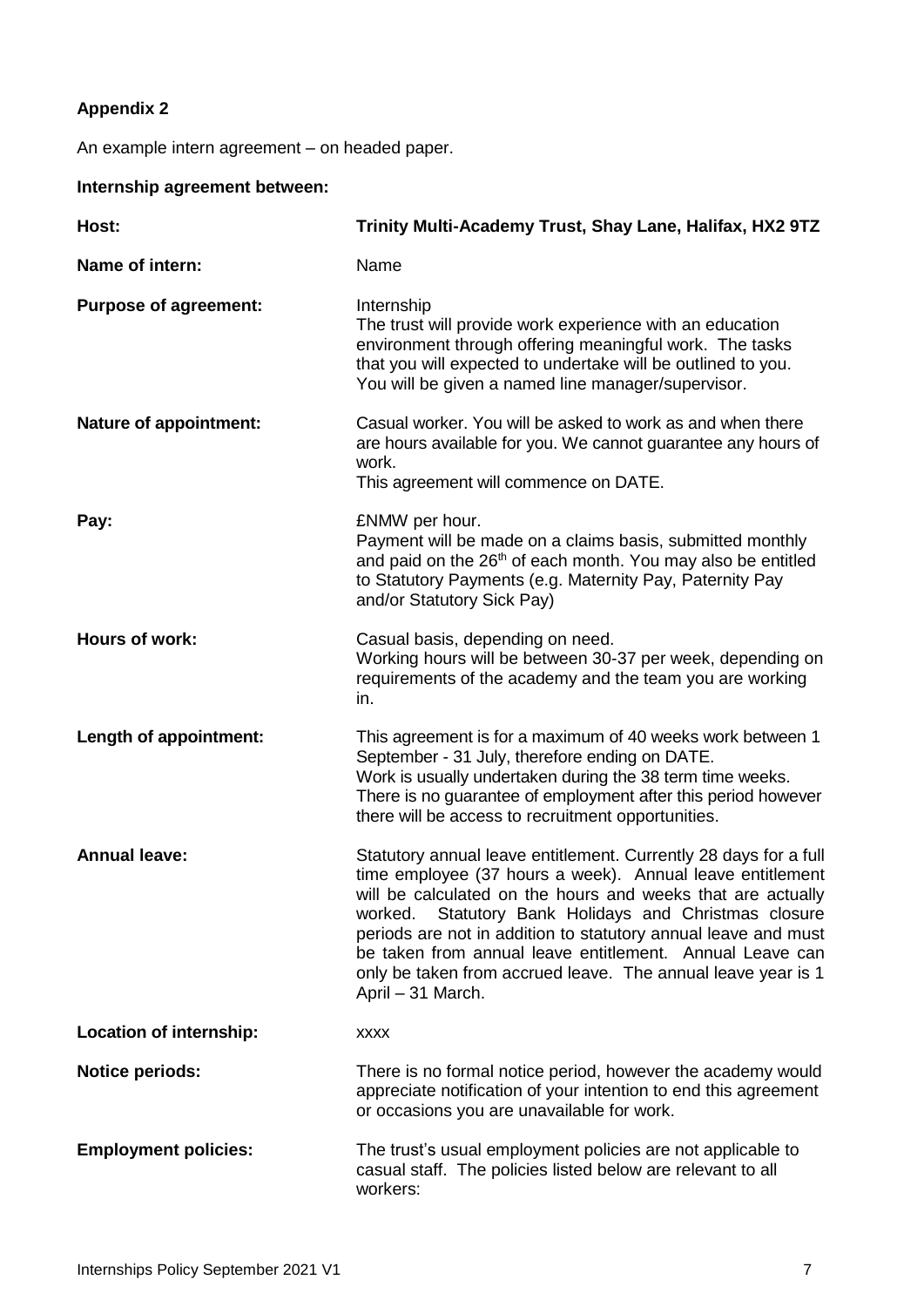**Appendix 2**

An example intern agreement – on headed paper.

**Internship agreement between:**

| | |
|---|---|
| **Host:** | **Trinity Multi-Academy Trust, Shay Lane, Halifax, HX2 9TZ** |
| **Name of intern:** | Name |
| **Purpose of agreement:** | Internship<br>The trust will provide work experience with an education environment through offering meaningful work. The tasks that you will expected to undertake will be outlined to you. You will be given a named line manager/supervisor. |
| **Nature of appointment:** | Casual worker. You will be asked to work as and when there are hours available for you. We cannot guarantee any hours of work.<br>This agreement will commence on DATE. |
| **Pay:** | £NMW per hour.<br>Payment will be made on a claims basis, submitted monthly and paid on the 26th of each month. You may also be entitled to Statutory Payments (e.g. Maternity Pay, Paternity Pay and/or Statutory Sick Pay) |
| **Hours of work:** | Casual basis, depending on need.<br>Working hours will be between 30-37 per week, depending on requirements of the academy and the team you are working in. |
| **Length of appointment:** | This agreement is for a maximum of 40 weeks work between 1 September - 31 July, therefore ending on DATE.<br>Work is usually undertaken during the 38 term time weeks.<br>There is no guarantee of employment after this period however there will be access to recruitment opportunities. |
| **Annual leave:** | Statutory annual leave entitlement. Currently 28 days for a full time employee (37 hours a week). Annual leave entitlement will be calculated on the hours and weeks that are actually worked. Statutory Bank Holidays and Christmas closure periods are not in addition to statutory annual leave and must be taken from annual leave entitlement. Annual Leave can only be taken from accrued leave. The annual leave year is 1 April – 31 March. |
| **Location of internship:** | xxxx |
| **Notice periods:** | There is no formal notice period, however the academy would appreciate notification of your intention to end this agreement or occasions you are unavailable for work. |
| **Employment policies:** | The trust's usual employment policies are not applicable to casual staff. The policies listed below are relevant to all workers: |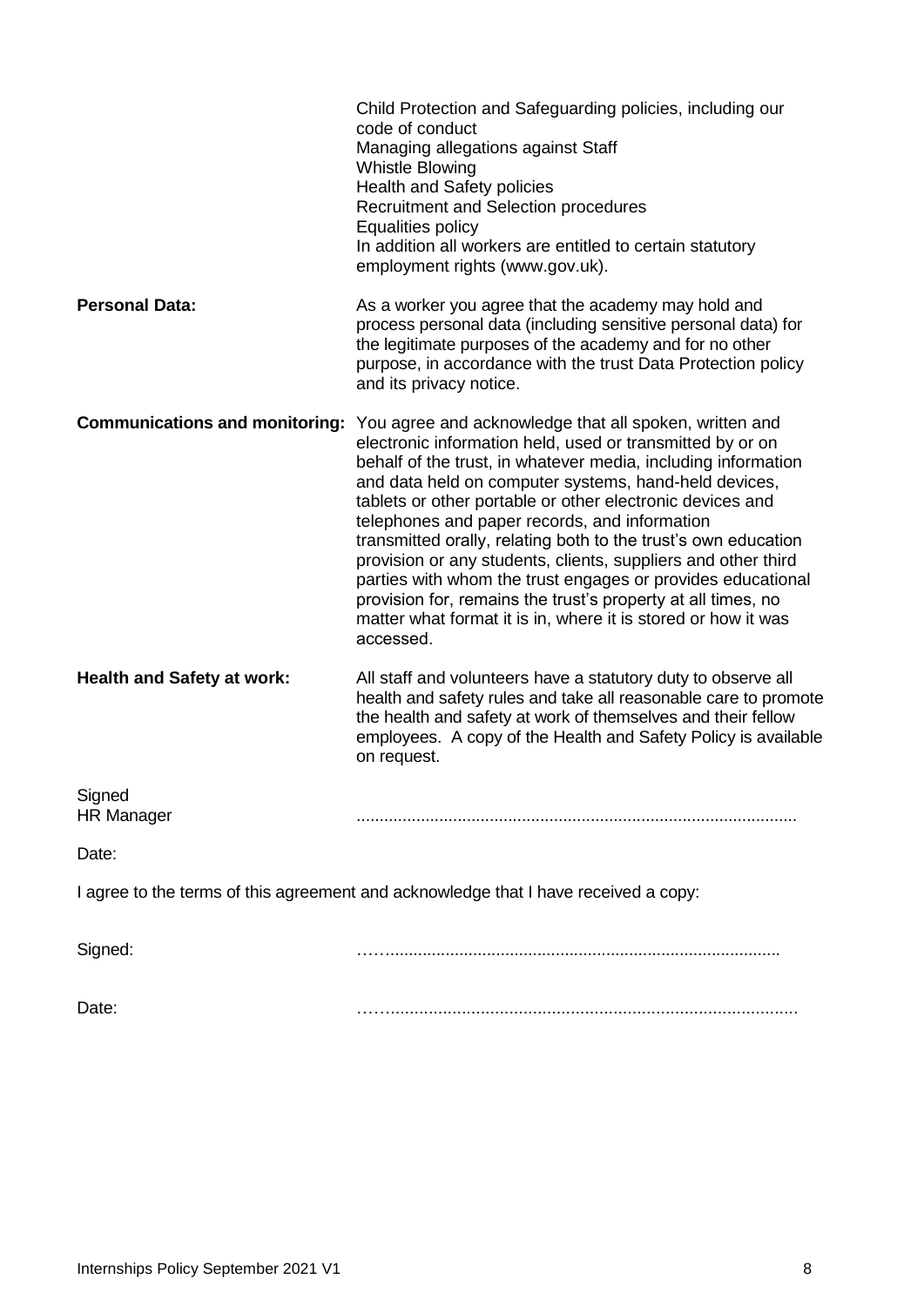Child Protection and Safeguarding policies, including our code of conduct
Managing allegations against Staff
Whistle Blowing
Health and Safety policies
Recruitment and Selection procedures
Equalities policy
In addition all workers are entitled to certain statutory employment rights (www.gov.uk).

**Personal Data:** As a worker you agree that the academy may hold and process personal data (including sensitive personal data) for the legitimate purposes of the academy and for no other purpose, in accordance with the trust Data Protection policy and its privacy notice.

**Communications and monitoring:** You agree and acknowledge that all spoken, written and electronic information held, used or transmitted by or on behalf of the trust, in whatever media, including information and data held on computer systems, hand-held devices, tablets or other portable or other electronic devices and telephones and paper records, and information transmitted orally, relating both to the trust's own education provision or any students, clients, suppliers and other third parties with whom the trust engages or provides educational provision for, remains the trust's property at all times, no matter what format it is in, where it is stored or how it was accessed.

**Health and Safety at work:** All staff and volunteers have a statutory duty to observe all health and safety rules and take all reasonable care to promote the health and safety at work of themselves and their fellow employees. A copy of the Health and Safety Policy is available on request.

Signed
HR Manager ..............................................................................................

Date:

I agree to the terms of this agreement and acknowledge that I have received a copy:

Signed: ……...................................................................................

Date: ……........................................................................................